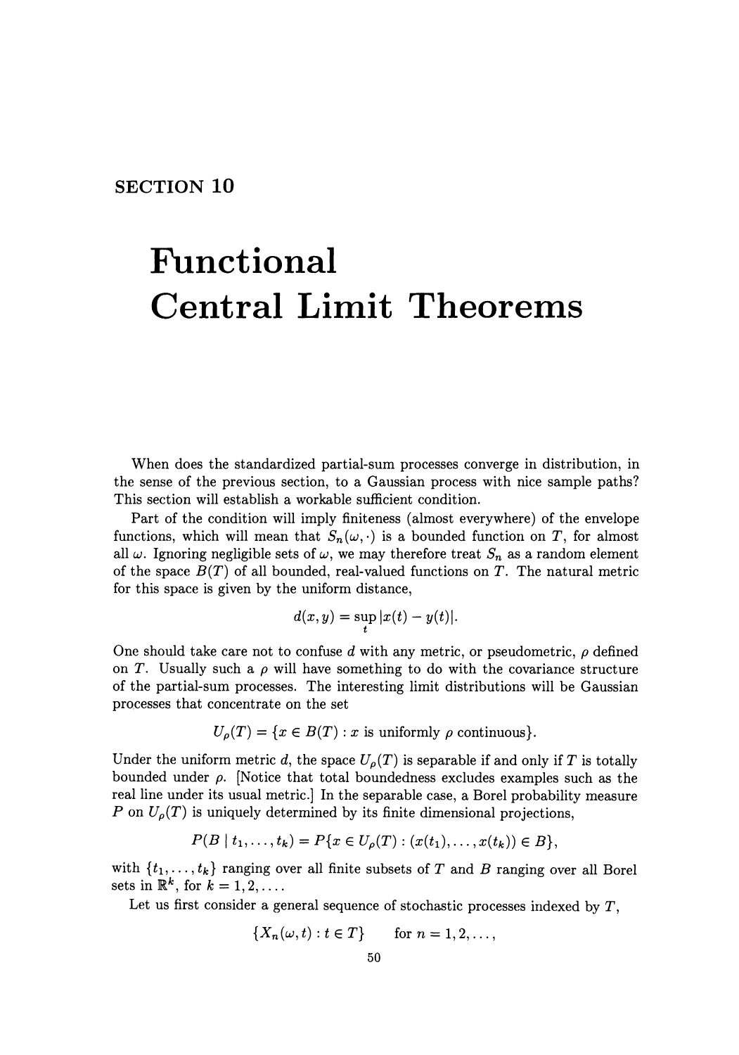## SECTION 10

# Functional Central Limit Theorems

When does the standardized partial-sum processes converge in distribution, in the sense of the previous section, to a Gaussian process with nice sample paths? This section will establish a workable sufficient condition.

Part of the condition will imply finiteness (almost everywhere) of the envelope functions, which will mean that $S_n(\omega, \cdot)$ is a bounded function on $T$, for almost all $\omega$. Ignoring negligible sets of $\omega$, we may therefore treat $S_n$ as a random element of the space $B(T)$ of all bounded, real-valued functions on $T$. The natural metric for this space is given by the uniform distance,

$$d(x, y) = \sup_t |x(t) - y(t)|.$$

One should take care not to confuse $d$ with any metric, or pseudometric, $\rho$ defined on $T$. Usually such a $\rho$ will have something to do with the covariance structure of the partial-sum processes. The interesting limit distributions will be Gaussian processes that concentrate on the set

$$U_\rho(T) = \{x \in B(T) : x \text{ is uniformly } \rho \text{ continuous}\}.$$

Under the uniform metric $d$, the space $U_\rho(T)$ is separable if and only if $T$ is totally bounded under $\rho$. [Notice that total boundedness excludes examples such as the real line under its usual metric.] In the separable case, a Borel probability measure $P$ on $U_\rho(T)$ is uniquely determined by its finite dimensional projections,

$$P(B \mid t_1, \ldots, t_k) = P\{x \in U_\rho(T) : (x(t_1), \ldots, x(t_k)) \in B\},$$

with $\{t_1, \ldots, t_k\}$ ranging over all finite subsets of $T$ and $B$ ranging over all Borel sets in $\mathbb{R}^k$, for $k = 1, 2, \ldots$.

Let us first consider a general sequence of stochastic processes indexed by $T$,

$$\{X_n(\omega, t) : t \in T\} \qquad \text{for } n = 1, 2, \ldots,$$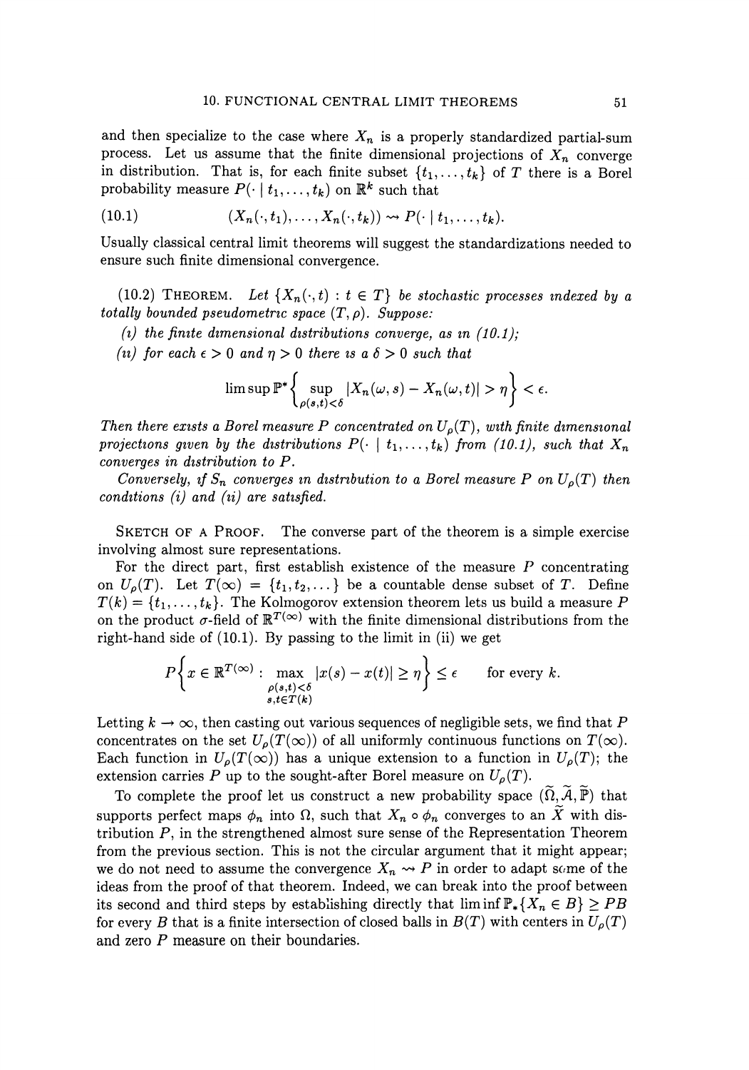and then specialize to the case where $X_n$ is a properly standardized partial-sum process. Let us assume that the finite dimensional projections of $X_n$ converge in distribution. That is, for each finite subset $\{t_1, \dots, t_k\}$ of $T$ there is a Borel probability measure $P(\cdot \mid t_1, \dots, t_k)$ on $\mathbb{R}^k$ such that

$$(10.1) \qquad (X_n(\cdot, t_1), \dots, X_n(\cdot, t_k)) \rightsquigarrow P(\cdot \mid t_1, \dots, t_k).$$

Usually classical central limit theorems will suggest the standardizations needed to ensure such finite dimensional convergence.

(10.2) THEOREM. *Let $\{X_n(\cdot, t) : t \in T\}$ be stochastic processes indexed by a totally bounded pseudometric space $(T, \rho)$. Suppose:*

*(i) the finite dimensional distributions converge, as in (10.1);*

*(ii) for each $\epsilon > 0$ and $\eta > 0$ there is a $\delta > 0$ such that*

$$\limsup \mathbb{P}^* \left\{ \sup_{\rho(s,t) < \delta} |X_n(\omega, s) - X_n(\omega, t)| > \eta \right\} < \epsilon.$$

*Then there exists a Borel measure $P$ concentrated on $U_\rho(T)$, with finite dimensional projections given by the distributions $P(\cdot \mid t_1, \dots, t_k)$ from (10.1), such that $X_n$ converges in distribution to $P$.*

*Conversely, if $S_n$ converges in distribution to a Borel measure $P$ on $U_\rho(T)$ then conditions (i) and (ii) are satisfied.*

SKETCH OF A PROOF. The converse part of the theorem is a simple exercise involving almost sure representations.

For the direct part, first establish existence of the measure $P$ concentrating on $U_\rho(T)$. Let $T(\infty) = \{t_1, t_2, \dots\}$ be a countable dense subset of $T$. Define $T(k) = \{t_1, \dots, t_k\}$. The Kolmogorov extension theorem lets us build a measure $P$ on the product $\sigma$-field of $\mathbb{R}^{T(\infty)}$ with the finite dimensional distributions from the right-hand side of (10.1). By passing to the limit in (ii) we get

$$P\left\{ x \in \mathbb{R}^{T(\infty)} : \max_{\substack{\rho(s,t) < \delta \\ s,t \in T(k)}} |x(s) - x(t)| \geq \eta \right\} \leq \epsilon \qquad \text{for every } k.$$

Letting $k \to \infty$, then casting out various sequences of negligible sets, we find that $P$ concentrates on the set $U_\rho(T(\infty))$ of all uniformly continuous functions on $T(\infty)$. Each function in $U_\rho(T(\infty))$ has a unique extension to a function in $U_\rho(T)$; the extension carries $P$ up to the sought-after Borel measure on $U_\rho(T)$.

To complete the proof let us construct a new probability space $(\widetilde{\Omega}, \widetilde{\mathcal{A}}, \widetilde{\mathbb{P}})$ that supports perfect maps $\phi_n$ into $\Omega$, such that $X_n \circ \phi_n$ converges to an $\widetilde{X}$ with distribution $P$, in the strengthened almost sure sense of the Representation Theorem from the previous section. This is not the circular argument that it might appear; we do not need to assume the convergence $X_n \rightsquigarrow P$ in order to adapt some of the ideas from the proof of that theorem. Indeed, we can break into the proof between its second and third steps by establishing directly that $\liminf \mathbb{P}_*\{X_n \in B\} \geq PB$ for every $B$ that is a finite intersection of closed balls in $B(T)$ with centers in $U_\rho(T)$ and zero $P$ measure on their boundaries.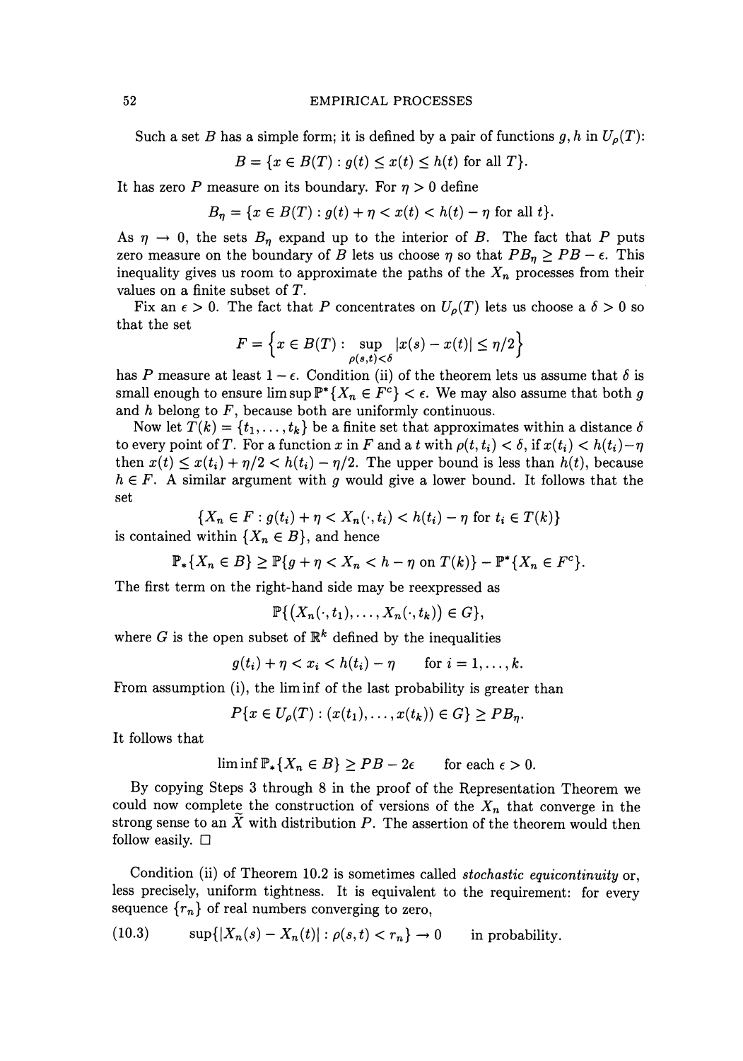Such a set $B$ has a simple form; it is defined by a pair of functions $g, h$ in $U_\rho(T)$:

$$B = \{x \in B(T) : g(t) \le x(t) \le h(t) \text{ for all } T\}.$$

It has zero $P$ measure on its boundary. For $\eta > 0$ define

$$B_\eta = \{x \in B(T) : g(t) + \eta < x(t) < h(t) - \eta \text{ for all } t\}.$$

As $\eta \to 0$, the sets $B_\eta$ expand up to the interior of $B$. The fact that $P$ puts zero measure on the boundary of $B$ lets us choose $\eta$ so that $PB_\eta \ge PB - \epsilon$. This inequality gives us room to approximate the paths of the $X_n$ processes from their values on a finite subset of $T$.

Fix an $\epsilon > 0$. The fact that $P$ concentrates on $U_\rho(T)$ lets us choose a $\delta > 0$ so that the set

$$F = \left\{x \in B(T) : \sup_{\rho(s,t)<\delta} |x(s) - x(t)| \le \eta/2\right\}$$

has $P$ measure at least $1 - \epsilon$. Condition (ii) of the theorem lets us assume that $\delta$ is small enough to ensure $\limsup \mathbb{P}^*\{X_n \in F^c\} < \epsilon$. We may also assume that both $g$ and $h$ belong to $F$, because both are uniformly continuous.

Now let $T(k) = \{t_1, \ldots, t_k\}$ be a finite set that approximates within a distance $\delta$ to every point of $T$. For a function $x$ in $F$ and a $t$ with $\rho(t, t_i) < \delta$, if $x(t_i) < h(t_i) - \eta$ then $x(t) \le x(t_i) + \eta/2 < h(t_i) - \eta/2$. The upper bound is less than $h(t)$, because $h \in F$. A similar argument with $g$ would give a lower bound. It follows that the set

$$\{X_n \in F : g(t_i) + \eta < X_n(\cdot, t_i) < h(t_i) - \eta \text{ for } t_i \in T(k)\}$$

is contained within $\{X_n \in B\}$, and hence

$$\mathbb{P}_*\{X_n \in B\} \ge \mathbb{P}\{g + \eta < X_n < h - \eta \text{ on } T(k)\} - \mathbb{P}^*\{X_n \in F^c\}.$$

The first term on the right-hand side may be reexpressed as

$$\mathbb{P}\{(X_n(\cdot, t_1), \ldots, X_n(\cdot, t_k)) \in G\},$$

where $G$ is the open subset of $\mathbb{R}^k$ defined by the inequalities

$$g(t_i) + \eta < x_i < h(t_i) - \eta \qquad \text{for } i = 1, \ldots, k.$$

From assumption (i), the lim inf of the last probability is greater than

$$P\{x \in U_\rho(T) : (x(t_1), \ldots, x(t_k)) \in G\} \ge PB_\eta.$$

It follows that

$$\liminf \mathbb{P}_*\{X_n \in B\} \ge PB - 2\epsilon \qquad \text{for each } \epsilon > 0.$$

By copying Steps 3 through 8 in the proof of the Representation Theorem we could now complete the construction of versions of the $X_n$ that converge in the strong sense to an $\widetilde{X}$ with distribution $P$. The assertion of the theorem would then follow easily. □

Condition (ii) of Theorem 10.2 is sometimes called *stochastic equicontinuity* or, less precisely, uniform tightness. It is equivalent to the requirement: for every sequence $\{r_n\}$ of real numbers converging to zero,

$$\sup\{|X_n(s) - X_n(t)| : \rho(s,t) < r_n\} \to 0 \qquad \text{in probability.} \tag{10.3}$$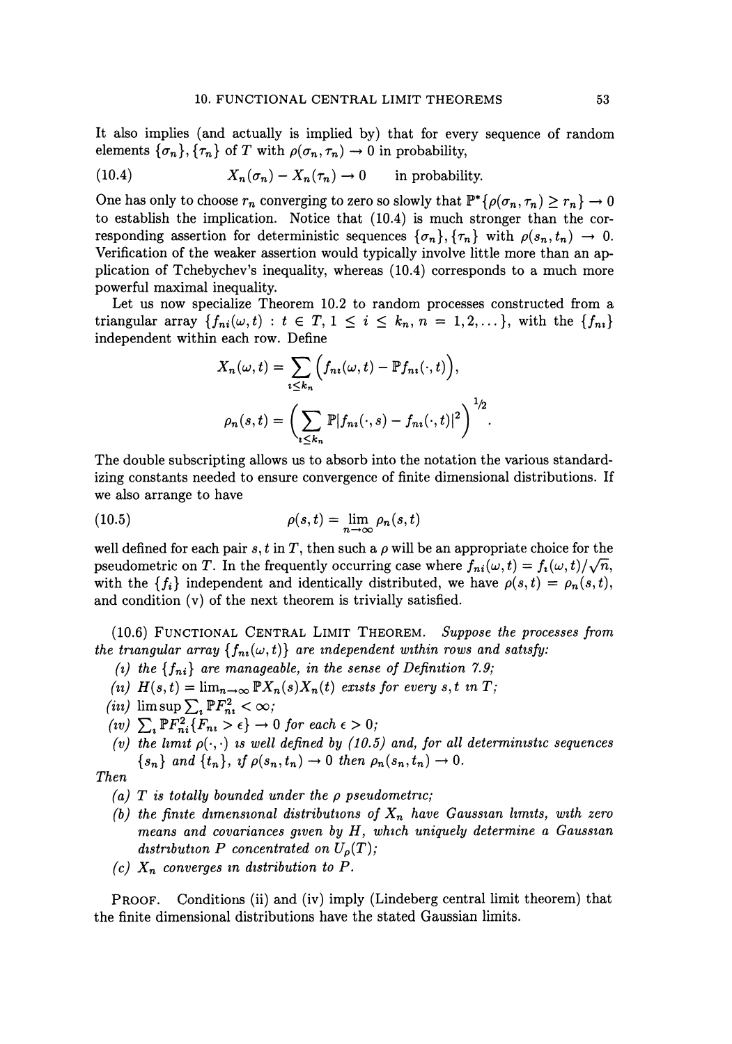It also implies (and actually is implied by) that for every sequence of random elements $\{\sigma_n\}, \{\tau_n\}$ of $T$ with $\rho(\sigma_n, \tau_n) \to 0$ in probability,

$$X_n(\sigma_n) - X_n(\tau_n) \to 0 \quad \text{in probability.} \tag{10.4}$$

One has only to choose $r_n$ converging to zero so slowly that $\mathbb{P}^*\{\rho(\sigma_n, \tau_n) \geq r_n\} \to 0$ to establish the implication. Notice that (10.4) is much stronger than the corresponding assertion for deterministic sequences $\{\sigma_n\}, \{\tau_n\}$ with $\rho(s_n, t_n) \to 0$. Verification of the weaker assertion would typically involve little more than an application of Tchebychev's inequality, whereas (10.4) corresponds to a much more powerful maximal inequality.

Let us now specialize Theorem 10.2 to random processes constructed from a triangular array $\{f_{ni}(\omega, t) : t \in T, 1 \leq i \leq k_n, n = 1, 2, \ldots\}$, with the $\{f_{ni}\}$ independent within each row. Define

$$X_n(\omega, t) = \sum_{i \leq k_n} \Big( f_{ni}(\omega, t) - \mathbb{P} f_{ni}(\cdot, t) \Big),$$

$$\rho_n(s, t) = \left( \sum_{i \leq k_n} \mathbb{P} |f_{ni}(\cdot, s) - f_{ni}(\cdot, t)|^2 \right)^{1/2}.$$

The double subscripting allows us to absorb into the notation the various standardizing constants needed to ensure convergence of finite dimensional distributions. If we also arrange to have

$$\rho(s, t) = \lim_{n \to \infty} \rho_n(s, t) \tag{10.5}$$

well defined for each pair $s, t$ in $T$, then such a $\rho$ will be an appropriate choice for the pseudometric on $T$. In the frequently occurring case where $f_{ni}(\omega, t) = f_i(\omega, t)/\sqrt{n}$, with the $\{f_i\}$ independent and identically distributed, we have $\rho(s, t) = \rho_n(s, t)$, and condition (v) of the next theorem is trivially satisfied.

(10.6) FUNCTIONAL CENTRAL LIMIT THEOREM. *Suppose the processes from the triangular array $\{f_{ni}(\omega, t)\}$ are independent within rows and satisfy:*

*(i) the $\{f_{ni}\}$ are manageable, in the sense of Definition 7.9;*

*(ii) $H(s, t) = \lim_{n \to \infty} \mathbb{P} X_n(s) X_n(t)$ exists for every $s, t$ in $T$;*

*(iii) $\limsup \sum_i \mathbb{P} F_{ni}^2 < \infty$;*

*(iv) $\sum_i \mathbb{P} F_{ni}^2 \{F_{ni} > \epsilon\} \to 0$ for each $\epsilon > 0$;*

*(v) the limit $\rho(\cdot, \cdot)$ is well defined by (10.5) and, for all deterministic sequences $\{s_n\}$ and $\{t_n\}$, if $\rho(s_n, t_n) \to 0$ then $\rho_n(s_n, t_n) \to 0$.*

*Then*

*(a) $T$ is totally bounded under the $\rho$ pseudometric;*

*(b) the finite dimensional distributions of $X_n$ have Gaussian limits, with zero means and covariances given by $H$, which uniquely determine a Gaussian distribution $P$ concentrated on $U_\rho(T)$;*

*(c) $X_n$ converges in distribution to $P$.*

PROOF. Conditions (ii) and (iv) imply (Lindeberg central limit theorem) that the finite dimensional distributions have the stated Gaussian limits.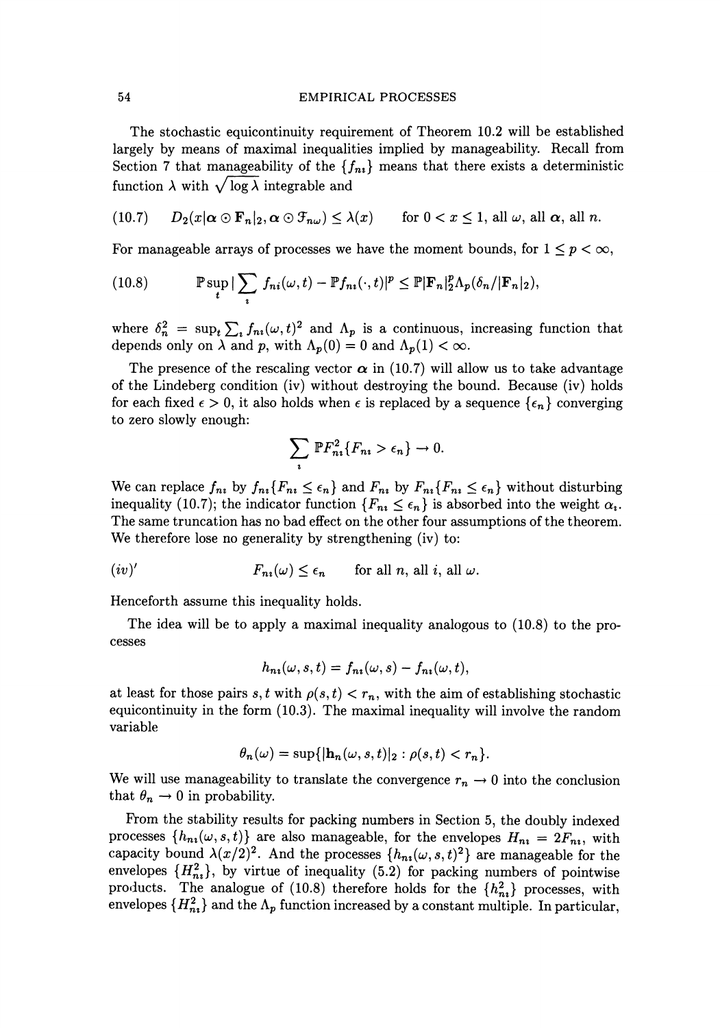The stochastic equicontinuity requirement of Theorem 10.2 will be established largely by means of maximal inequalities implied by manageability. Recall from Section 7 that manageability of the $\{f_{ni}\}$ means that there exists a deterministic function $\lambda$ with $\sqrt{\log \lambda}$ integrable and

$$D_2(x|\boldsymbol{\alpha} \odot \mathbf{F}_n|_2, \boldsymbol{\alpha} \odot \mathcal{F}_{n\omega}) \leq \lambda(x) \qquad \text{for } 0 < x \leq 1, \text{ all } \omega, \text{ all } \boldsymbol{\alpha}, \text{ all } n. \tag{10.7}$$

For manageable arrays of processes we have the moment bounds, for $1 \leq p < \infty$,

$$\mathbb{P}\sup_t |\sum_i f_{ni}(\omega, t) - \mathbb{P}f_{ni}(\cdot, t)|^p \leq \mathbb{P}|\mathbf{F}_n|_2^p \Lambda_p(\delta_n / |\mathbf{F}_n|_2), \tag{10.8}$$

where $\delta_n^2 = \sup_t \sum_i f_{ni}(\omega, t)^2$ and $\Lambda_p$ is a continuous, increasing function that depends only on $\lambda$ and $p$, with $\Lambda_p(0) = 0$ and $\Lambda_p(1) < \infty$.

The presence of the rescaling vector $\boldsymbol{\alpha}$ in (10.7) will allow us to take advantage of the Lindeberg condition (iv) without destroying the bound. Because (iv) holds for each fixed $\epsilon > 0$, it also holds when $\epsilon$ is replaced by a sequence $\{\epsilon_n\}$ converging to zero slowly enough:

$$\sum_i \mathbb{P}F_{ni}^2\{F_{ni} > \epsilon_n\} \to 0.$$

We can replace $f_{ni}$ by $f_{ni}\{F_{ni} \leq \epsilon_n\}$ and $F_{ni}$ by $F_{ni}\{F_{ni} \leq \epsilon_n\}$ without disturbing inequality (10.7); the indicator function $\{F_{ni} \leq \epsilon_n\}$ is absorbed into the weight $\alpha_i$. The same truncation has no bad effect on the other four assumptions of the theorem. We therefore lose no generality by strengthening (iv) to:

$$(iv)' \qquad F_{ni}(\omega) \leq \epsilon_n \qquad \text{for all } n, \text{ all } i, \text{ all } \omega.$$

Henceforth assume this inequality holds.

The idea will be to apply a maximal inequality analogous to (10.8) to the processes

$$h_{ni}(\omega, s, t) = f_{ni}(\omega, s) - f_{ni}(\omega, t),$$

at least for those pairs $s, t$ with $\rho(s, t) < r_n$, with the aim of establishing stochastic equicontinuity in the form (10.3). The maximal inequality will involve the random variable

$$\theta_n(\omega) = \sup\{|\mathbf{h}_n(\omega, s, t)|_2 : \rho(s, t) < r_n\}.$$

We will use manageability to translate the convergence $r_n \to 0$ into the conclusion that $\theta_n \to 0$ in probability.

From the stability results for packing numbers in Section 5, the doubly indexed processes $\{h_{ni}(\omega, s, t)\}$ are also manageable, for the envelopes $H_{ni} = 2F_{ni}$, with capacity bound $\lambda(x/2)^2$. And the processes $\{h_{ni}(\omega, s, t)^2\}$ are manageable for the envelopes $\{H_{ni}^2\}$, by virtue of inequality (5.2) for packing numbers of pointwise products. The analogue of (10.8) therefore holds for the $\{h_{ni}^2\}$ processes, with envelopes $\{H_{ni}^2\}$ and the $\Lambda_p$ function increased by a constant multiple. In particular,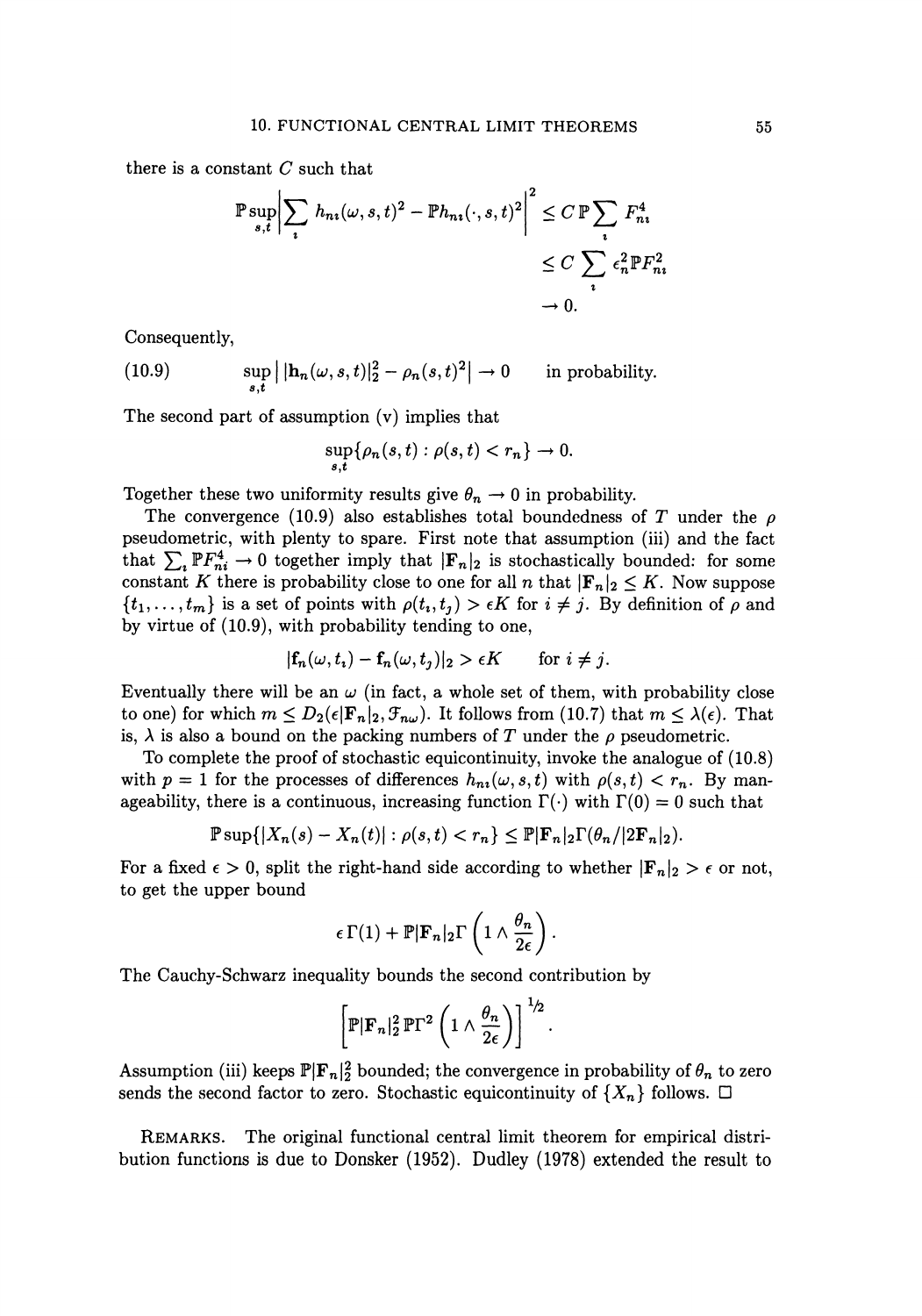there is a constant $C$ such that

$$\mathbb{P}\sup_{s,t}\left|\sum_i h_{ni}(\omega,s,t)^2 - \mathbb{P}h_{ni}(\cdot,s,t)^2\right|^2 \le C\,\mathbb{P}\sum_i F_{ni}^4$$
$$\le C\sum_i \epsilon_n^2 \mathbb{P}F_{ni}^2$$
$$\to 0.$$

Consequently,

$$\sup_{s,t}\left|\,|\mathbf{h}_n(\omega,s,t)|_2^2 - \rho_n(s,t)^2\right| \to 0 \qquad \text{in probability.} \tag{10.9}$$

The second part of assumption (v) implies that

$$\sup_{s,t}\{\rho_n(s,t) : \rho(s,t) < r_n\} \to 0.$$

Together these two uniformity results give $\theta_n \to 0$ in probability.

The convergence (10.9) also establishes total boundedness of $T$ under the $\rho$ pseudometric, with plenty to spare. First note that assumption (iii) and the fact that $\sum_i \mathbb{P}F_{ni}^4 \to 0$ together imply that $|\mathbf{F}_n|_2$ is stochastically bounded: for some constant $K$ there is probability close to one for all $n$ that $|\mathbf{F}_n|_2 \le K$. Now suppose $\{t_1,\dots,t_m\}$ is a set of points with $\rho(t_i,t_j) > \epsilon K$ for $i \ne j$. By definition of $\rho$ and by virtue of (10.9), with probability tending to one,

$$|\mathbf{f}_n(\omega,t_i) - \mathbf{f}_n(\omega,t_j)|_2 > \epsilon K \qquad \text{for } i \ne j.$$

Eventually there will be an $\omega$ (in fact, a whole set of them, with probability close to one) for which $m \le D_2(\epsilon|\mathbf{F}_n|_2, \mathcal{F}_{n\omega})$. It follows from (10.7) that $m \le \lambda(\epsilon)$. That is, $\lambda$ is also a bound on the packing numbers of $T$ under the $\rho$ pseudometric.

To complete the proof of stochastic equicontinuity, invoke the analogue of (10.8) with $p = 1$ for the processes of differences $h_{ni}(\omega,s,t)$ with $\rho(s,t) < r_n$. By manageability, there is a continuous, increasing function $\Gamma(\cdot)$ with $\Gamma(0) = 0$ such that

$$\mathbb{P}\sup\{|X_n(s) - X_n(t)| : \rho(s,t) < r_n\} \le \mathbb{P}|\mathbf{F}_n|_2\Gamma(\theta_n/|2\mathbf{F}_n|_2).$$

For a fixed $\epsilon > 0$, split the right-hand side according to whether $|\mathbf{F}_n|_2 > \epsilon$ or not, to get the upper bound

$$\epsilon\,\Gamma(1) + \mathbb{P}|\mathbf{F}_n|_2\Gamma\left(1 \wedge \frac{\theta_n}{2\epsilon}\right).$$

The Cauchy-Schwarz inequality bounds the second contribution by

$$\left[\mathbb{P}|\mathbf{F}_n|_2^2\,\mathbb{P}\Gamma^2\left(1 \wedge \frac{\theta_n}{2\epsilon}\right)\right]^{1/2}.$$

Assumption (iii) keeps $\mathbb{P}|\mathbf{F}_n|_2^2$ bounded; the convergence in probability of $\theta_n$ to zero sends the second factor to zero. Stochastic equicontinuity of $\{X_n\}$ follows. □

REMARKS. The original functional central limit theorem for empirical distribution functions is due to Donsker (1952). Dudley (1978) extended the result to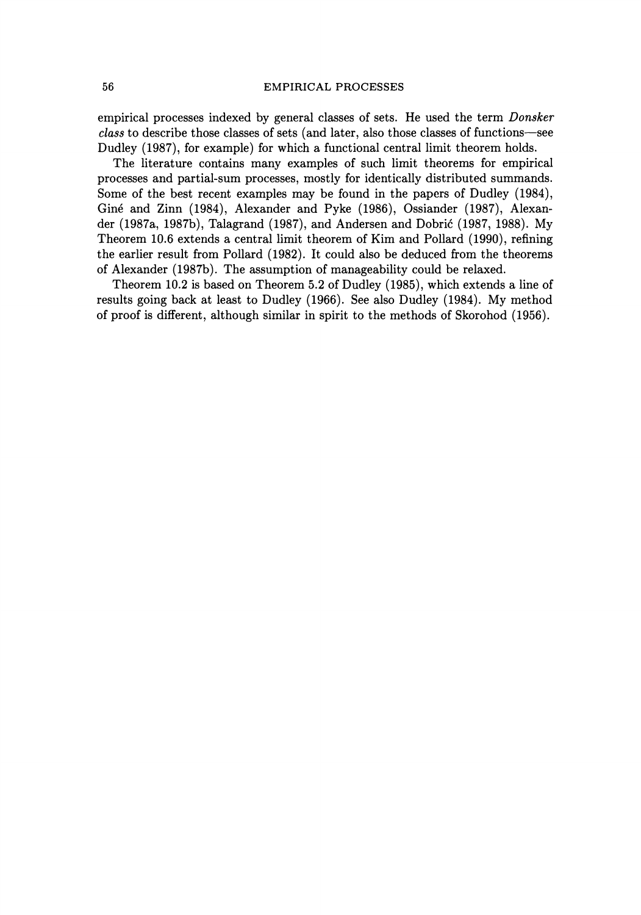empirical processes indexed by general classes of sets. He used the term *Donsker class* to describe those classes of sets (and later, also those classes of functions—see Dudley (1987), for example) for which a functional central limit theorem holds.

The literature contains many examples of such limit theorems for empirical processes and partial-sum processes, mostly for identically distributed summands. Some of the best recent examples may be found in the papers of Dudley (1984), Giné and Zinn (1984), Alexander and Pyke (1986), Ossiander (1987), Alexander (1987a, 1987b), Talagrand (1987), and Andersen and Dobrić (1987, 1988). My Theorem 10.6 extends a central limit theorem of Kim and Pollard (1990), refining the earlier result from Pollard (1982). It could also be deduced from the theorems of Alexander (1987b). The assumption of manageability could be relaxed.

Theorem 10.2 is based on Theorem 5.2 of Dudley (1985), which extends a line of results going back at least to Dudley (1966). See also Dudley (1984). My method of proof is different, although similar in spirit to the methods of Skorohod (1956).